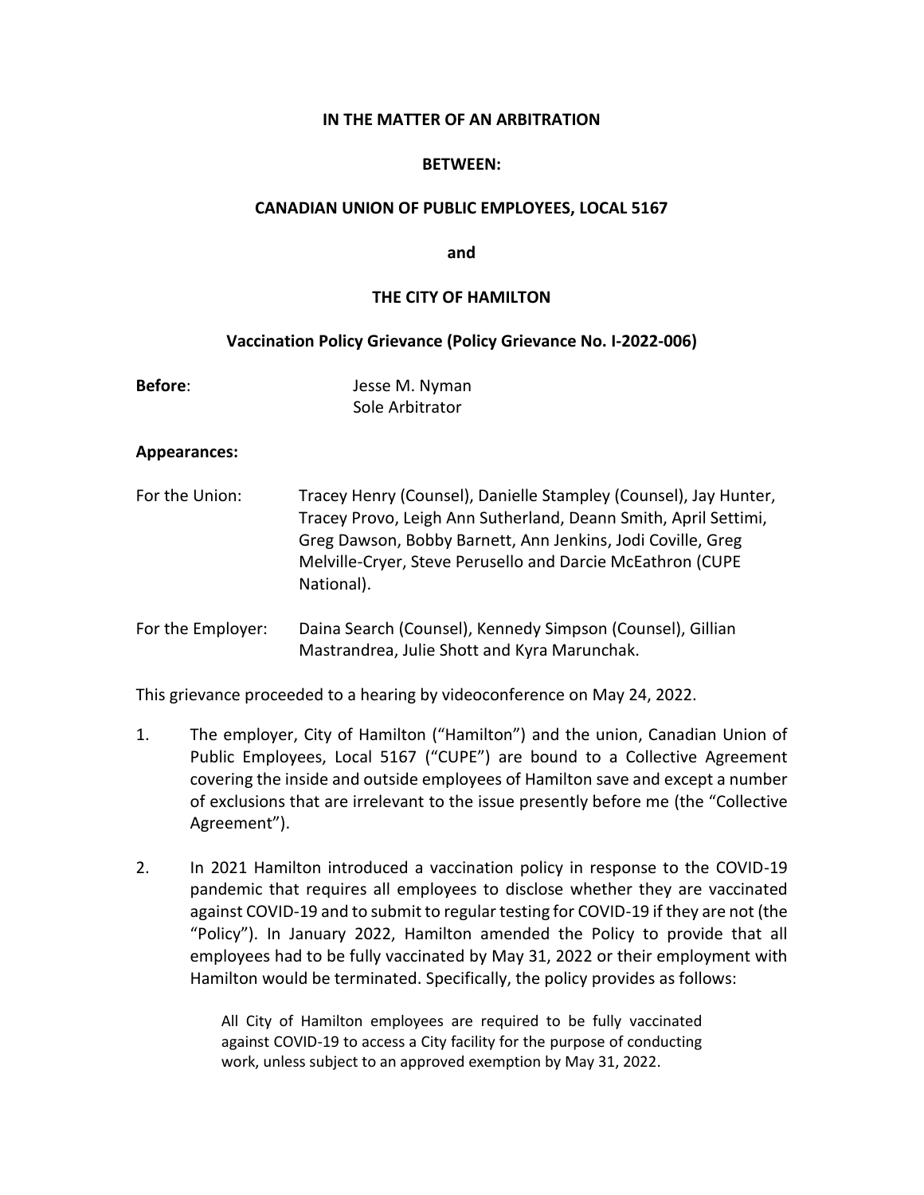**IN THE MATTER OF AN ARBITRATION**

**BETWEEN:**

**CANADIAN UNION OF PUBLIC EMPLOYEES, LOCAL 5167**

**and**

**THE CITY OF HAMILTON**

**Vaccination Policy Grievance (Policy Grievance No. I-2022-006)**

**Before**: Jesse M. Nyman
Sole Arbitrator

**Appearances:**

For the Union: Tracey Henry (Counsel), Danielle Stampley (Counsel), Jay Hunter, Tracey Provo, Leigh Ann Sutherland, Deann Smith, April Settimi, Greg Dawson, Bobby Barnett, Ann Jenkins, Jodi Coville, Greg Melville-Cryer, Steve Perusello and Darcie McEathron (CUPE National).

For the Employer: Daina Search (Counsel), Kennedy Simpson (Counsel), Gillian Mastrandrea, Julie Shott and Kyra Marunchak.

This grievance proceeded to a hearing by videoconference on May 24, 2022.

1. The employer, City of Hamilton ("Hamilton") and the union, Canadian Union of Public Employees, Local 5167 ("CUPE") are bound to a Collective Agreement covering the inside and outside employees of Hamilton save and except a number of exclusions that are irrelevant to the issue presently before me (the "Collective Agreement").

2. In 2021 Hamilton introduced a vaccination policy in response to the COVID-19 pandemic that requires all employees to disclose whether they are vaccinated against COVID-19 and to submit to regular testing for COVID-19 if they are not (the "Policy"). In January 2022, Hamilton amended the Policy to provide that all employees had to be fully vaccinated by May 31, 2022 or their employment with Hamilton would be terminated. Specifically, the policy provides as follows:

> All City of Hamilton employees are required to be fully vaccinated against COVID-19 to access a City facility for the purpose of conducting work, unless subject to an approved exemption by May 31, 2022.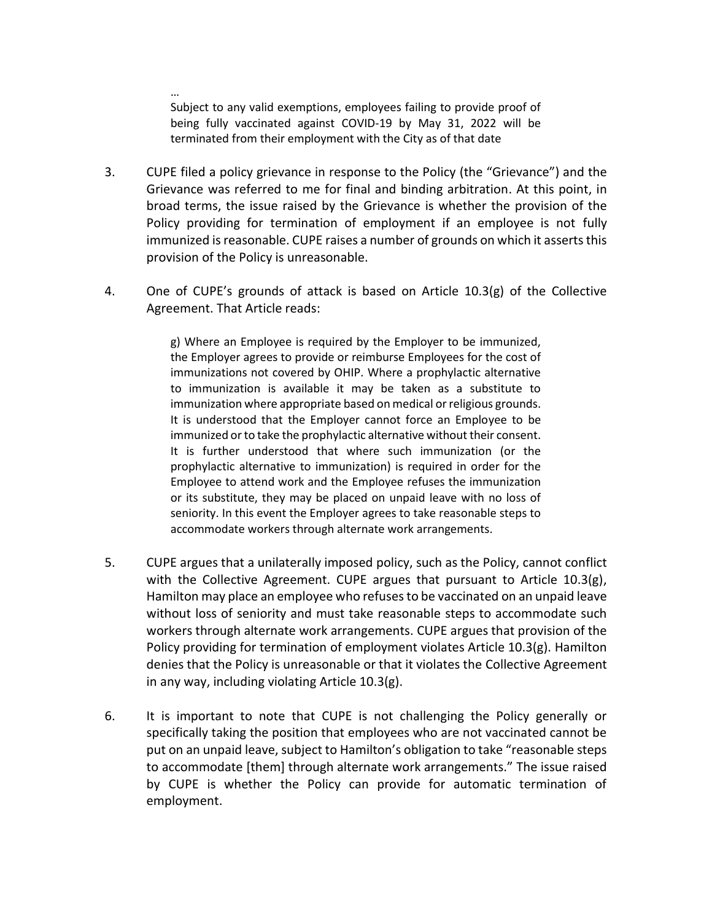> …
> Subject to any valid exemptions, employees failing to provide proof of being fully vaccinated against COVID-19 by May 31, 2022 will be terminated from their employment with the City as of that date

3. CUPE filed a policy grievance in response to the Policy (the "Grievance") and the Grievance was referred to me for final and binding arbitration. At this point, in broad terms, the issue raised by the Grievance is whether the provision of the Policy providing for termination of employment if an employee is not fully immunized is reasonable. CUPE raises a number of grounds on which it asserts this provision of the Policy is unreasonable.

4. One of CUPE's grounds of attack is based on Article 10.3(g) of the Collective Agreement. That Article reads:

> g) Where an Employee is required by the Employer to be immunized, the Employer agrees to provide or reimburse Employees for the cost of immunizations not covered by OHIP. Where a prophylactic alternative to immunization is available it may be taken as a substitute to immunization where appropriate based on medical or religious grounds. It is understood that the Employer cannot force an Employee to be immunized or to take the prophylactic alternative without their consent. It is further understood that where such immunization (or the prophylactic alternative to immunization) is required in order for the Employee to attend work and the Employee refuses the immunization or its substitute, they may be placed on unpaid leave with no loss of seniority. In this event the Employer agrees to take reasonable steps to accommodate workers through alternate work arrangements.

5. CUPE argues that a unilaterally imposed policy, such as the Policy, cannot conflict with the Collective Agreement. CUPE argues that pursuant to Article 10.3(g), Hamilton may place an employee who refuses to be vaccinated on an unpaid leave without loss of seniority and must take reasonable steps to accommodate such workers through alternate work arrangements. CUPE argues that provision of the Policy providing for termination of employment violates Article 10.3(g). Hamilton denies that the Policy is unreasonable or that it violates the Collective Agreement in any way, including violating Article 10.3(g).

6. It is important to note that CUPE is not challenging the Policy generally or specifically taking the position that employees who are not vaccinated cannot be put on an unpaid leave, subject to Hamilton's obligation to take "reasonable steps to accommodate [them] through alternate work arrangements." The issue raised by CUPE is whether the Policy can provide for automatic termination of employment.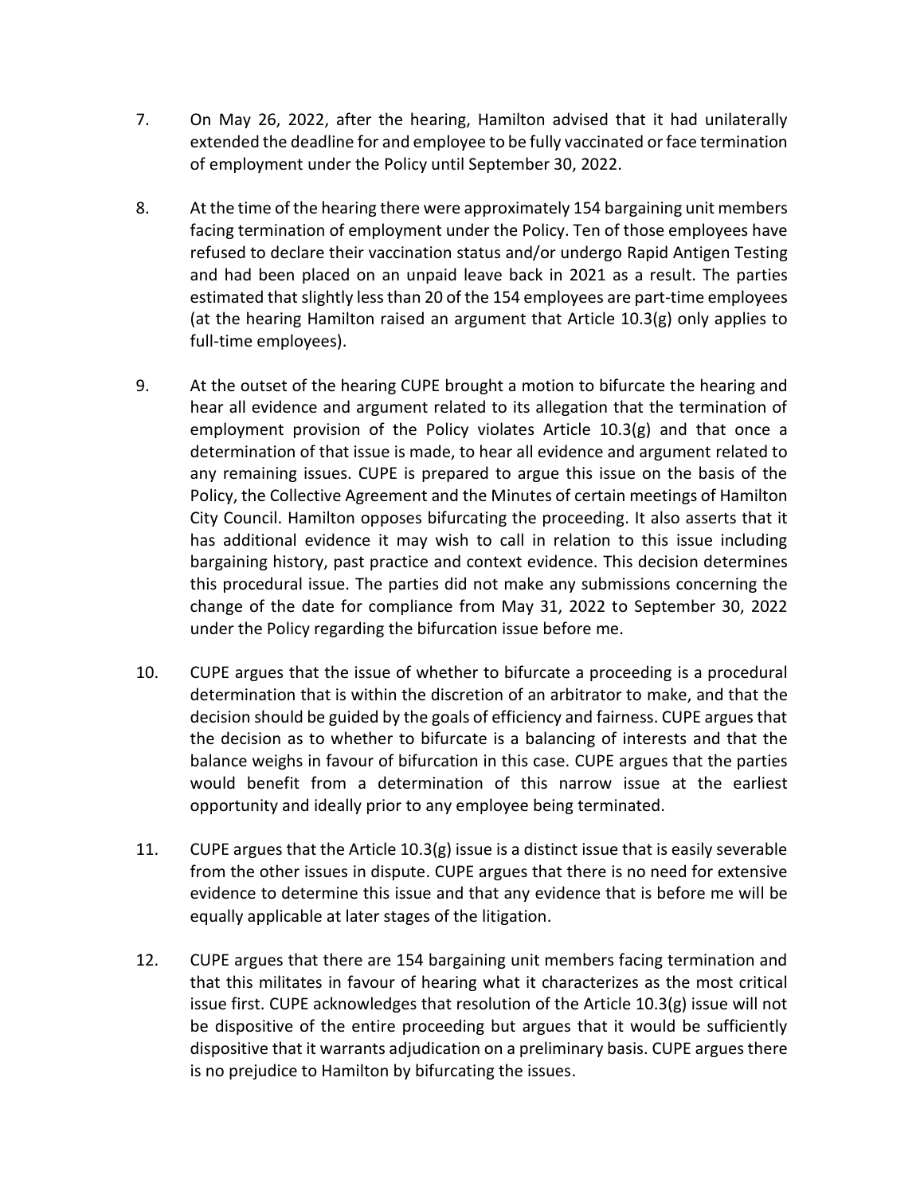7. On May 26, 2022, after the hearing, Hamilton advised that it had unilaterally extended the deadline for and employee to be fully vaccinated or face termination of employment under the Policy until September 30, 2022.

8. At the time of the hearing there were approximately 154 bargaining unit members facing termination of employment under the Policy. Ten of those employees have refused to declare their vaccination status and/or undergo Rapid Antigen Testing and had been placed on an unpaid leave back in 2021 as a result. The parties estimated that slightly less than 20 of the 154 employees are part-time employees (at the hearing Hamilton raised an argument that Article 10.3(g) only applies to full-time employees).

9. At the outset of the hearing CUPE brought a motion to bifurcate the hearing and hear all evidence and argument related to its allegation that the termination of employment provision of the Policy violates Article 10.3(g) and that once a determination of that issue is made, to hear all evidence and argument related to any remaining issues. CUPE is prepared to argue this issue on the basis of the Policy, the Collective Agreement and the Minutes of certain meetings of Hamilton City Council. Hamilton opposes bifurcating the proceeding. It also asserts that it has additional evidence it may wish to call in relation to this issue including bargaining history, past practice and context evidence. This decision determines this procedural issue. The parties did not make any submissions concerning the change of the date for compliance from May 31, 2022 to September 30, 2022 under the Policy regarding the bifurcation issue before me.

10. CUPE argues that the issue of whether to bifurcate a proceeding is a procedural determination that is within the discretion of an arbitrator to make, and that the decision should be guided by the goals of efficiency and fairness. CUPE argues that the decision as to whether to bifurcate is a balancing of interests and that the balance weighs in favour of bifurcation in this case. CUPE argues that the parties would benefit from a determination of this narrow issue at the earliest opportunity and ideally prior to any employee being terminated.

11. CUPE argues that the Article 10.3(g) issue is a distinct issue that is easily severable from the other issues in dispute. CUPE argues that there is no need for extensive evidence to determine this issue and that any evidence that is before me will be equally applicable at later stages of the litigation.

12. CUPE argues that there are 154 bargaining unit members facing termination and that this militates in favour of hearing what it characterizes as the most critical issue first. CUPE acknowledges that resolution of the Article 10.3(g) issue will not be dispositive of the entire proceeding but argues that it would be sufficiently dispositive that it warrants adjudication on a preliminary basis. CUPE argues there is no prejudice to Hamilton by bifurcating the issues.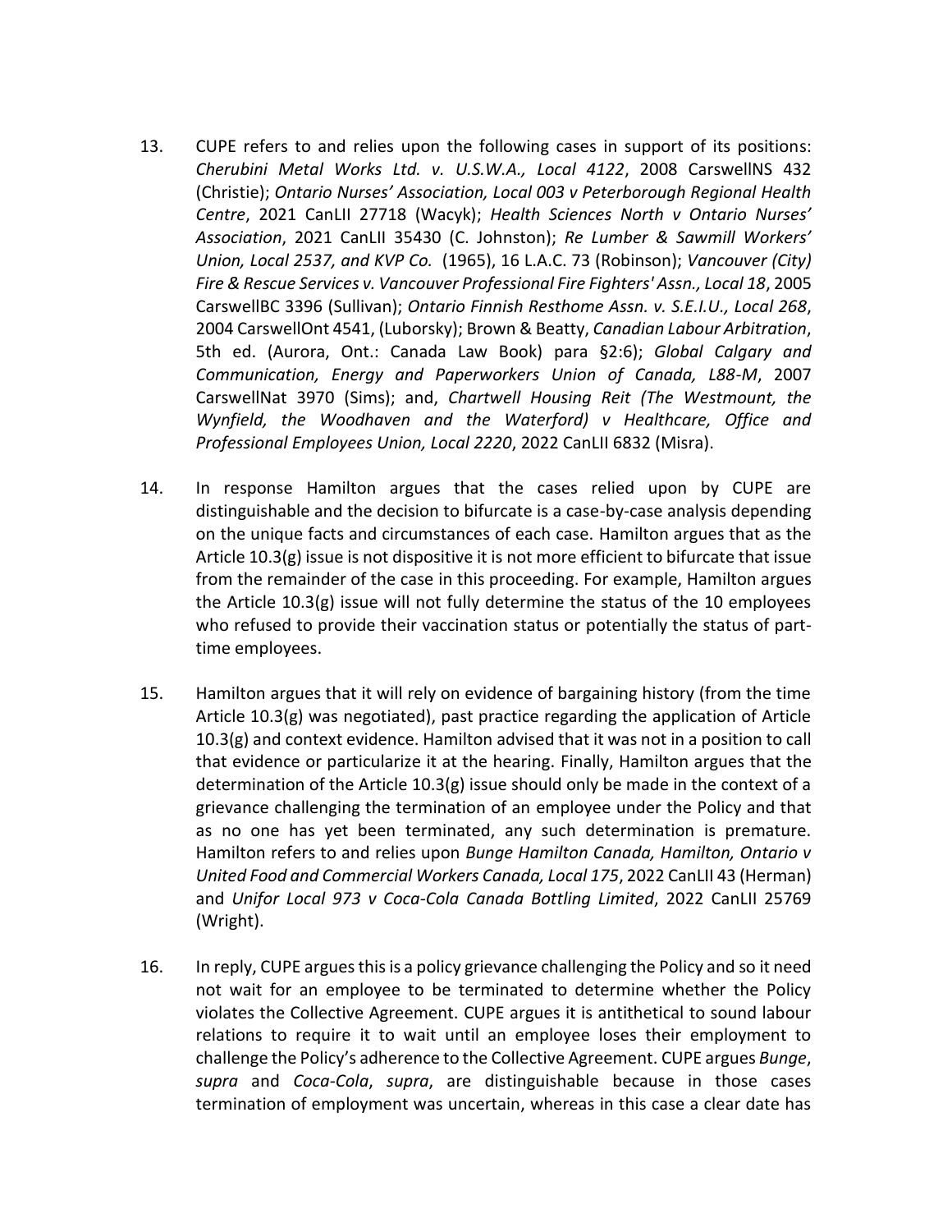13. CUPE refers to and relies upon the following cases in support of its positions: *Cherubini Metal Works Ltd. v. U.S.W.A., Local 4122*, 2008 CarswellNS 432 (Christie); *Ontario Nurses' Association, Local 003 v Peterborough Regional Health Centre*, 2021 CanLII 27718 (Wacyk); *Health Sciences North v Ontario Nurses' Association*, 2021 CanLII 35430 (C. Johnston); *Re Lumber & Sawmill Workers' Union, Local 2537, and KVP Co.* (1965), 16 L.A.C. 73 (Robinson); *Vancouver (City) Fire & Rescue Services v. Vancouver Professional Fire Fighters' Assn., Local 18*, 2005 CarswellBC 3396 (Sullivan); *Ontario Finnish Resthome Assn. v. S.E.I.U., Local 268*, 2004 CarswellOnt 4541, (Luborsky); Brown & Beatty, *Canadian Labour Arbitration*, 5th ed. (Aurora, Ont.: Canada Law Book) para §2:6); *Global Calgary and Communication, Energy and Paperworkers Union of Canada, L88-M*, 2007 CarswellNat 3970 (Sims); and, *Chartwell Housing Reit (The Westmount, the Wynfield, the Woodhaven and the Waterford) v Healthcare, Office and Professional Employees Union, Local 2220*, 2022 CanLII 6832 (Misra).

14. In response Hamilton argues that the cases relied upon by CUPE are distinguishable and the decision to bifurcate is a case-by-case analysis depending on the unique facts and circumstances of each case. Hamilton argues that as the Article 10.3(g) issue is not dispositive it is not more efficient to bifurcate that issue from the remainder of the case in this proceeding. For example, Hamilton argues the Article 10.3(g) issue will not fully determine the status of the 10 employees who refused to provide their vaccination status or potentially the status of part-time employees.

15. Hamilton argues that it will rely on evidence of bargaining history (from the time Article 10.3(g) was negotiated), past practice regarding the application of Article 10.3(g) and context evidence. Hamilton advised that it was not in a position to call that evidence or particularize it at the hearing. Finally, Hamilton argues that the determination of the Article 10.3(g) issue should only be made in the context of a grievance challenging the termination of an employee under the Policy and that as no one has yet been terminated, any such determination is premature. Hamilton refers to and relies upon *Bunge Hamilton Canada, Hamilton, Ontario v United Food and Commercial Workers Canada, Local 175*, 2022 CanLII 43 (Herman) and *Unifor Local 973 v Coca-Cola Canada Bottling Limited*, 2022 CanLII 25769 (Wright).

16. In reply, CUPE argues this is a policy grievance challenging the Policy and so it need not wait for an employee to be terminated to determine whether the Policy violates the Collective Agreement. CUPE argues it is antithetical to sound labour relations to require it to wait until an employee loses their employment to challenge the Policy's adherence to the Collective Agreement. CUPE argues *Bunge*, *supra* and *Coca-Cola*, *supra*, are distinguishable because in those cases termination of employment was uncertain, whereas in this case a clear date has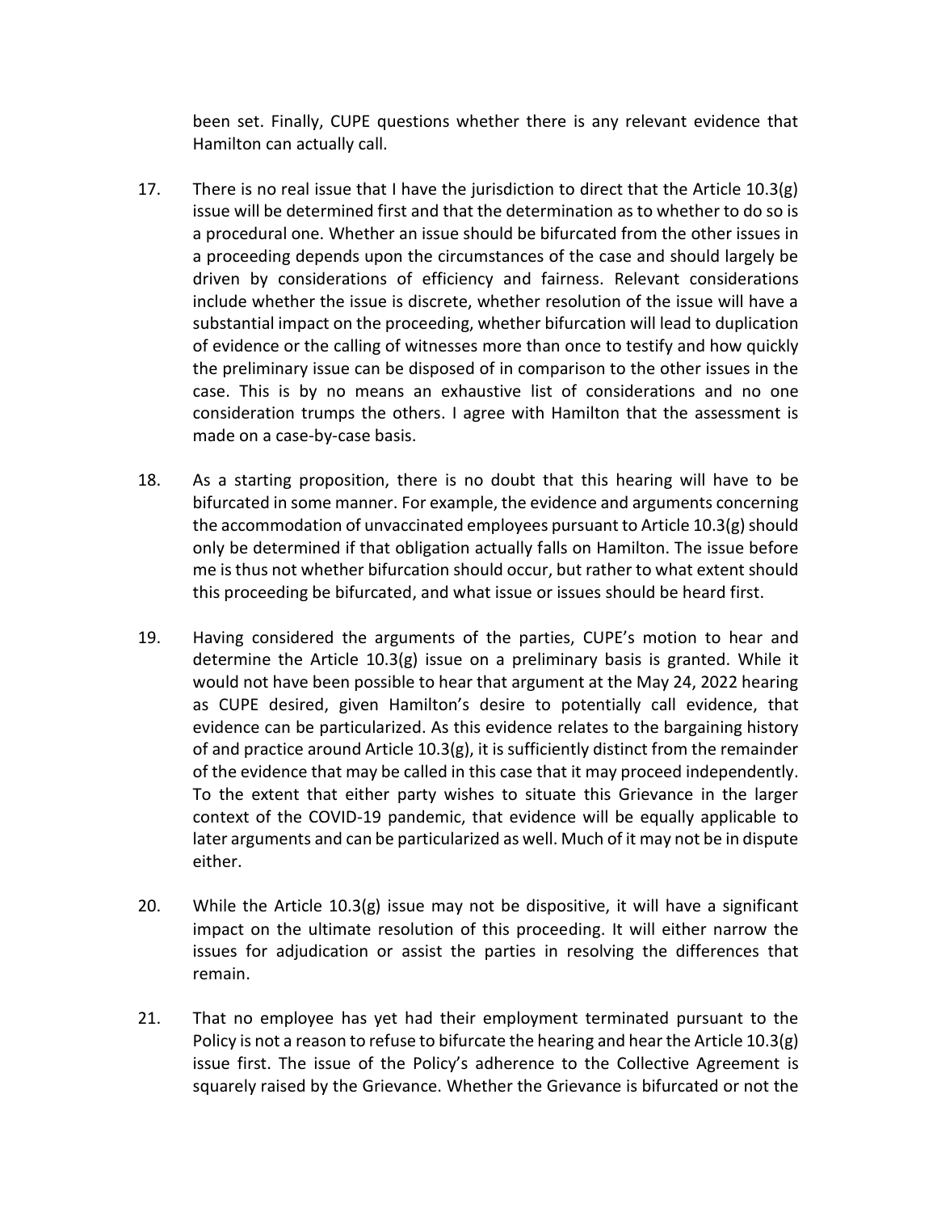been set. Finally, CUPE questions whether there is any relevant evidence that Hamilton can actually call.

17. There is no real issue that I have the jurisdiction to direct that the Article 10.3(g) issue will be determined first and that the determination as to whether to do so is a procedural one. Whether an issue should be bifurcated from the other issues in a proceeding depends upon the circumstances of the case and should largely be driven by considerations of efficiency and fairness. Relevant considerations include whether the issue is discrete, whether resolution of the issue will have a substantial impact on the proceeding, whether bifurcation will lead to duplication of evidence or the calling of witnesses more than once to testify and how quickly the preliminary issue can be disposed of in comparison to the other issues in the case. This is by no means an exhaustive list of considerations and no one consideration trumps the others. I agree with Hamilton that the assessment is made on a case-by-case basis.

18. As a starting proposition, there is no doubt that this hearing will have to be bifurcated in some manner. For example, the evidence and arguments concerning the accommodation of unvaccinated employees pursuant to Article 10.3(g) should only be determined if that obligation actually falls on Hamilton. The issue before me is thus not whether bifurcation should occur, but rather to what extent should this proceeding be bifurcated, and what issue or issues should be heard first.

19. Having considered the arguments of the parties, CUPE's motion to hear and determine the Article 10.3(g) issue on a preliminary basis is granted. While it would not have been possible to hear that argument at the May 24, 2022 hearing as CUPE desired, given Hamilton's desire to potentially call evidence, that evidence can be particularized. As this evidence relates to the bargaining history of and practice around Article 10.3(g), it is sufficiently distinct from the remainder of the evidence that may be called in this case that it may proceed independently. To the extent that either party wishes to situate this Grievance in the larger context of the COVID-19 pandemic, that evidence will be equally applicable to later arguments and can be particularized as well. Much of it may not be in dispute either.

20. While the Article 10.3(g) issue may not be dispositive, it will have a significant impact on the ultimate resolution of this proceeding. It will either narrow the issues for adjudication or assist the parties in resolving the differences that remain.

21. That no employee has yet had their employment terminated pursuant to the Policy is not a reason to refuse to bifurcate the hearing and hear the Article 10.3(g) issue first. The issue of the Policy's adherence to the Collective Agreement is squarely raised by the Grievance. Whether the Grievance is bifurcated or not the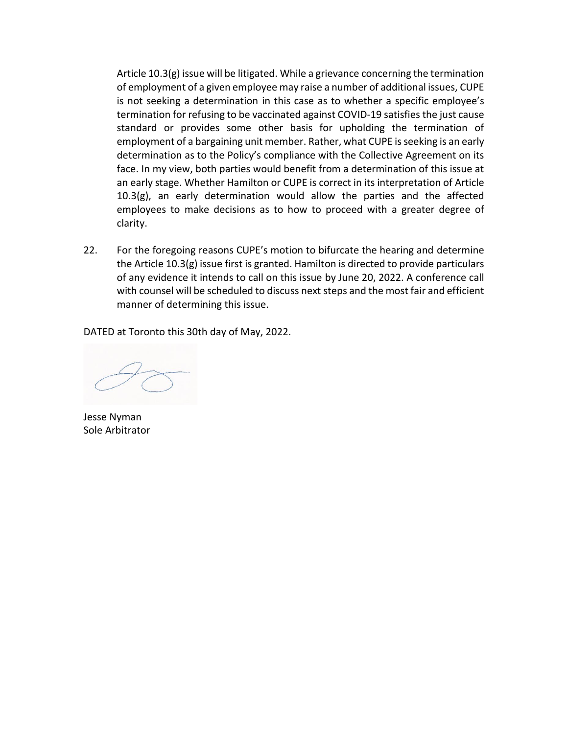Article 10.3(g) issue will be litigated. While a grievance concerning the termination of employment of a given employee may raise a number of additional issues, CUPE is not seeking a determination in this case as to whether a specific employee's termination for refusing to be vaccinated against COVID-19 satisfies the just cause standard or provides some other basis for upholding the termination of employment of a bargaining unit member. Rather, what CUPE is seeking is an early determination as to the Policy's compliance with the Collective Agreement on its face. In my view, both parties would benefit from a determination of this issue at an early stage. Whether Hamilton or CUPE is correct in its interpretation of Article 10.3(g), an early determination would allow the parties and the affected employees to make decisions as to how to proceed with a greater degree of clarity.

22. For the foregoing reasons CUPE's motion to bifurcate the hearing and determine the Article 10.3(g) issue first is granted. Hamilton is directed to provide particulars of any evidence it intends to call on this issue by June 20, 2022. A conference call with counsel will be scheduled to discuss next steps and the most fair and efficient manner of determining this issue.

DATED at Toronto this 30th day of May, 2022.

Jesse Nyman
Sole Arbitrator